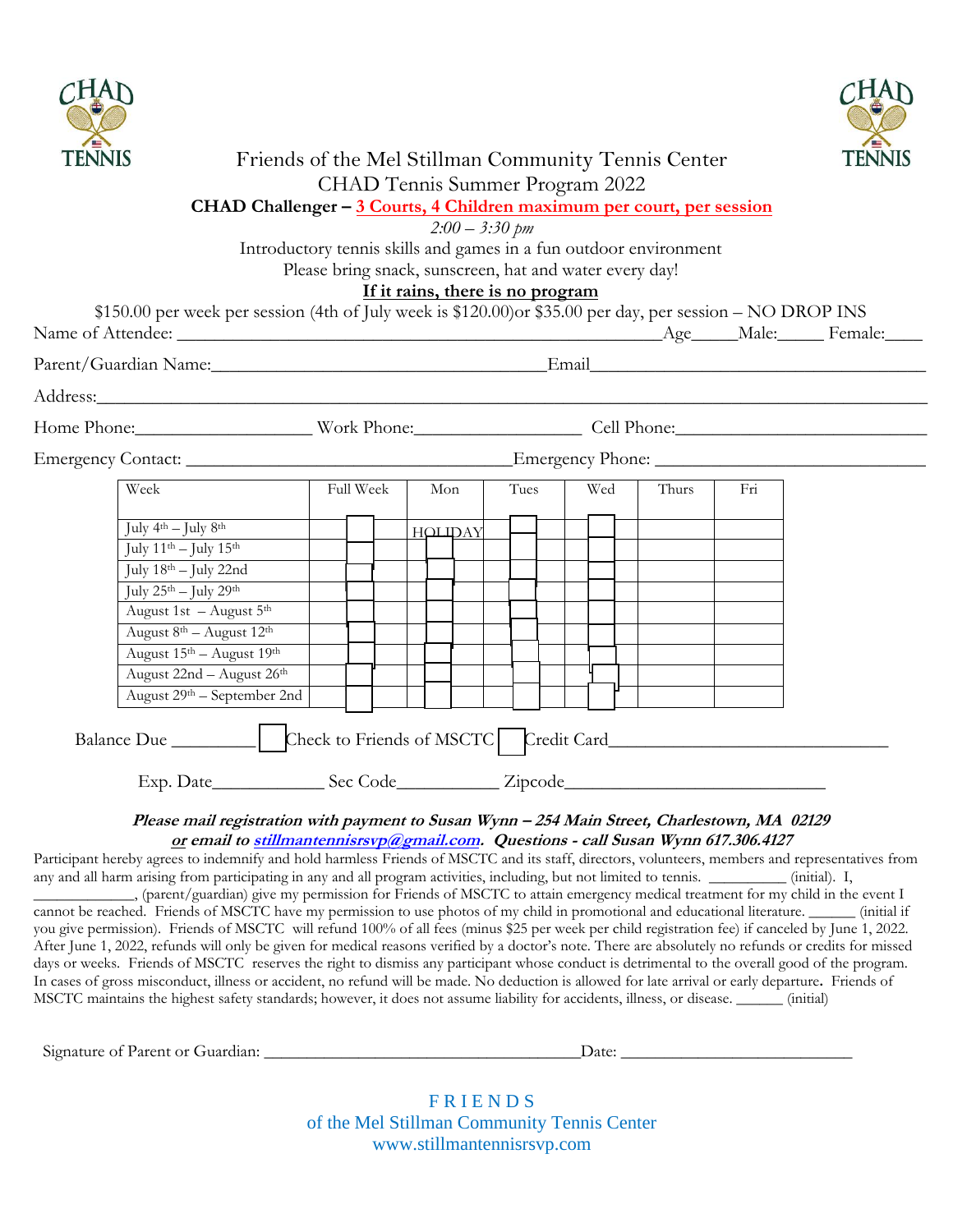CHAD TENNIS

# Friends of the Mel Stillman Community Tennis Center

## CHAD Tennis Summer Program 2022

**CHAD Challenger – 3 Courts, 4 Children maximum per court, per session**

*2:00 – 3:30 pm*

Introductory tennis skills and games in a fun outdoor environment

Please bring snack, sunscreen, hat and water every day!

**If it rains, there is no program**

$150.00 per week per session (4th of July week is $120.00)or $35.00 per day, per session – NO DROP INS

Name of Attendee: ______________________________ Age_____ Male:_____ Female:____

Parent/Guardian Name:______________________________ Email______________________________

Address:______________________________________________________________________

Home Phone:__________________ Work Phone:__________________ Cell Phone:__________________

Emergency Contact: ______________________________ Emergency Phone: ______________________________

| Week | Full Week | Mon | Tues | Wed | Thurs | Fri |
|---|---|---|---|---|---|---|
| July 4th – July 8th | ☐ | HOLIDAY | ☐ | ☐ | | |
| July 11th – July 15th | ☐ | ☐ | ☐ | ☐ | | |
| July 18th – July 22nd | ☐ | ☐ | ☐ | ☐ | | |
| July 25th – July 29th | ☐ | ☐ | ☐ | ☐ | | |
| August 1st – August 5th | ☐ | ☐ | ☐ | ☐ | | |
| August 8th – August 12th | ☐ | ☐ | ☐ | ☐ | | |
| August 15th – August 19th | ☐ | ☐ | ☐ | ☐ | | |
| August 22nd – August 26th | ☐ | ☐ | ☐ | ☐ | | |
| August 29th – September 2nd | ☐ | ☐ | ☐ | ☐ | | |

Balance Due _________ ☐ Check to Friends of MSCTC ☐ Credit Card______________________________

Exp. Date____________ Sec Code___________ Zipcode____________________________

***Please mail registration with payment to Susan Wynn – 254 Main Street, Charlestown, MA 02129 or email to stillmantennisrsvp@gmail.com. Questions - call Susan Wynn 617.306.4127***

Participant hereby agrees to indemnify and hold harmless Friends of MSCTC and its staff, directors, volunteers, members and representatives from any and all harm arising from participating in any and all program activities, including, but not limited to tennis. __________ (initial). I, _____________, (parent/guardian) give my permission for Friends of MSCTC to attain emergency medical treatment for my child in the event I cannot be reached. Friends of MSCTC have my permission to use photos of my child in promotional and educational literature. ______ (initial if you give permission). Friends of MSCTC will refund 100% of all fees (minus $25 per week per child registration fee) if canceled by June 1, 2022. After June 1, 2022, refunds will only be given for medical reasons verified by a doctor's note. There are absolutely no refunds or credits for missed days or weeks. Friends of MSCTC reserves the right to dismiss any participant whose conduct is detrimental to the overall good of the program. In cases of gross misconduct, illness or accident, no refund will be made. No deduction is allowed for late arrival or early departure**.** Friends of MSCTC maintains the highest safety standards; however, it does not assume liability for accidents, illness, or disease. ______ (initial)

Signature of Parent or Guardian: ______________________________ Date: __________________________

FRIENDS
of the Mel Stillman Community Tennis Center
www.stillmantennisrsvp.com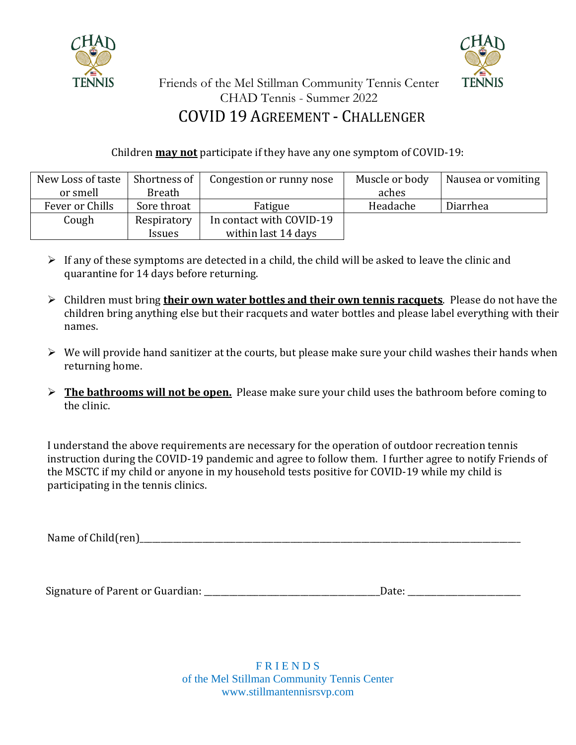Friends of the Mel Stillman Community Tennis Center
CHAD Tennis - Summer 2022

# COVID 19 AGREEMENT - CHALLENGER

Children **may not** participate if they have any one symptom of COVID-19:

| | | | | |
|---|---|---|---|---|
| New Loss of taste or smell | Shortness of Breath | Congestion or runny nose | Muscle or body aches | Nausea or vomiting |
| Fever or Chills | Sore throat | Fatigue | Headache | Diarrhea |
| Cough | Respiratory Issues | In contact with COVID-19 within last 14 days | | |

- If any of these symptoms are detected in a child, the child will be asked to leave the clinic and quarantine for 14 days before returning.
- Children must bring **their own water bottles and their own tennis racquets**. Please do not have the children bring anything else but their racquets and water bottles and please label everything with their names.
- We will provide hand sanitizer at the courts, but please make sure your child washes their hands when returning home.
- **The bathrooms will not be open.** Please make sure your child uses the bathroom before coming to the clinic.

I understand the above requirements are necessary for the operation of outdoor recreation tennis instruction during the COVID-19 pandemic and agree to follow them. I further agree to notify Friends of the MSCTC if my child or anyone in my household tests positive for COVID-19 while my child is participating in the tennis clinics.

Name of Child(ren)______________________________________________________________________________

Signature of Parent or Guardian: ___________________________________Date: ______________________

FRIENDS
of the Mel Stillman Community Tennis Center
www.stillmantennisrsvp.com